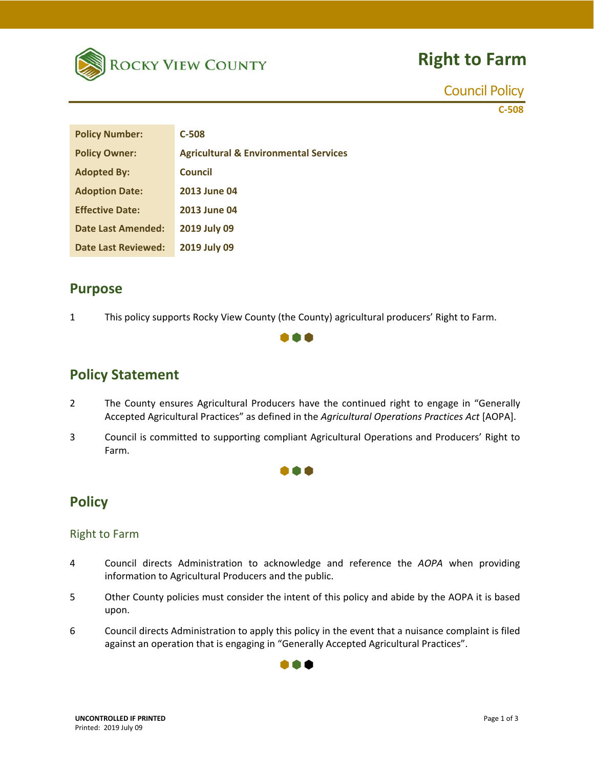# Right to Farm

Council Policy

C-508

| Policy Number: | C-508 |
|---|---|
| Policy Owner: | Agricultural & Environmental Services |
| Adopted By: | Council |
| Adoption Date: | 2013 June 04 |
| Effective Date: | 2013 June 04 |
| Date Last Amended: | 2019 July 09 |
| Date Last Reviewed: | 2019 July 09 |

## Purpose

1 This policy supports Rocky View County (the County) agricultural producers' Right to Farm.

## Policy Statement

2 The County ensures Agricultural Producers have the continued right to engage in "Generally Accepted Agricultural Practices" as defined in the *Agricultural Operations Practices Act* [AOPA].

3 Council is committed to supporting compliant Agricultural Operations and Producers' Right to Farm.

## Policy

### Right to Farm

4 Council directs Administration to acknowledge and reference the *AOPA* when providing information to Agricultural Producers and the public.

5 Other County policies must consider the intent of this policy and abide by the AOPA it is based upon.

6 Council directs Administration to apply this policy in the event that a nuisance complaint is filed against an operation that is engaging in "Generally Accepted Agricultural Practices".

**UNCONTROLLED IF PRINTED**
Printed: 2019 July 09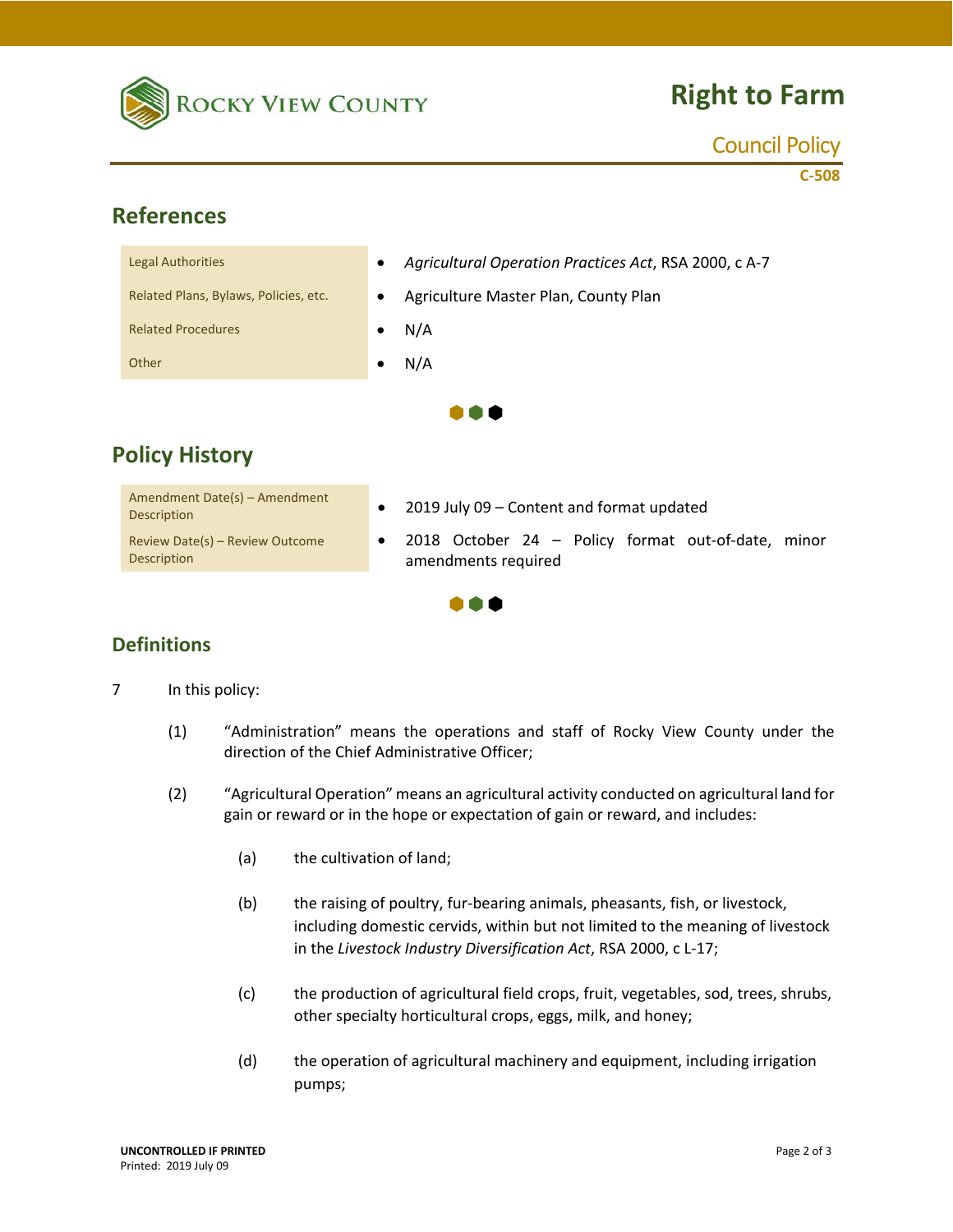# Right to Farm

Council Policy

C-508

## References

| | |
|---|---|
| Legal Authorities | • *Agricultural Operation Practices Act*, RSA 2000, c A-7 |
| Related Plans, Bylaws, Policies, etc. | • Agriculture Master Plan, County Plan |
| Related Procedures | • N/A |
| Other | • N/A |

## Policy History

| | |
|---|---|
| Amendment Date(s) – Amendment Description | • 2019 July 09 – Content and format updated |
| Review Date(s) – Review Outcome Description | • 2018 October 24 – Policy format out-of-date, minor amendments required |

## Definitions

7 In this policy:

(1) “Administration” means the operations and staff of Rocky View County under the direction of the Chief Administrative Officer;

(2) “Agricultural Operation” means an agricultural activity conducted on agricultural land for gain or reward or in the hope or expectation of gain or reward, and includes:

(a) the cultivation of land;

(b) the raising of poultry, fur-bearing animals, pheasants, fish, or livestock, including domestic cervids, within but not limited to the meaning of livestock in the *Livestock Industry Diversification Act*, RSA 2000, c L-17;

(c) the production of agricultural field crops, fruit, vegetables, sod, trees, shrubs, other specialty horticultural crops, eggs, milk, and honey;

(d) the operation of agricultural machinery and equipment, including irrigation pumps;

**UNCONTROLLED IF PRINTED**
Printed: 2019 July 09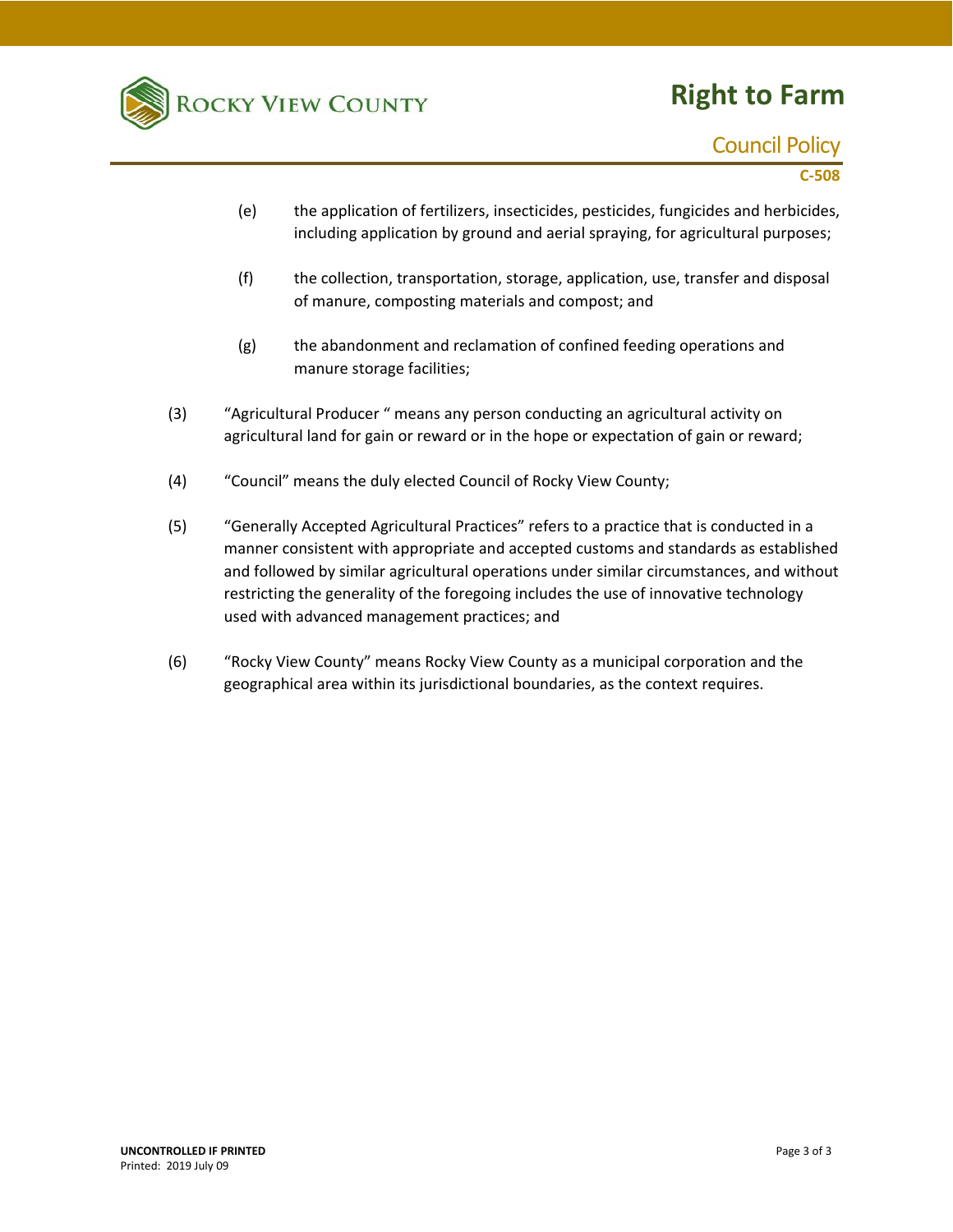(e) the application of fertilizers, insecticides, pesticides, fungicides and herbicides, including application by ground and aerial spraying, for agricultural purposes;

(f) the collection, transportation, storage, application, use, transfer and disposal of manure, composting materials and compost; and

(g) the abandonment and reclamation of confined feeding operations and manure storage facilities;

(3) "Agricultural Producer " means any person conducting an agricultural activity on agricultural land for gain or reward or in the hope or expectation of gain or reward;

(4) "Council" means the duly elected Council of Rocky View County;

(5) "Generally Accepted Agricultural Practices" refers to a practice that is conducted in a manner consistent with appropriate and accepted customs and standards as established and followed by similar agricultural operations under similar circumstances, and without restricting the generality of the foregoing includes the use of innovative technology used with advanced management practices; and

(6) "Rocky View County" means Rocky View County as a municipal corporation and the geographical area within its jurisdictional boundaries, as the context requires.